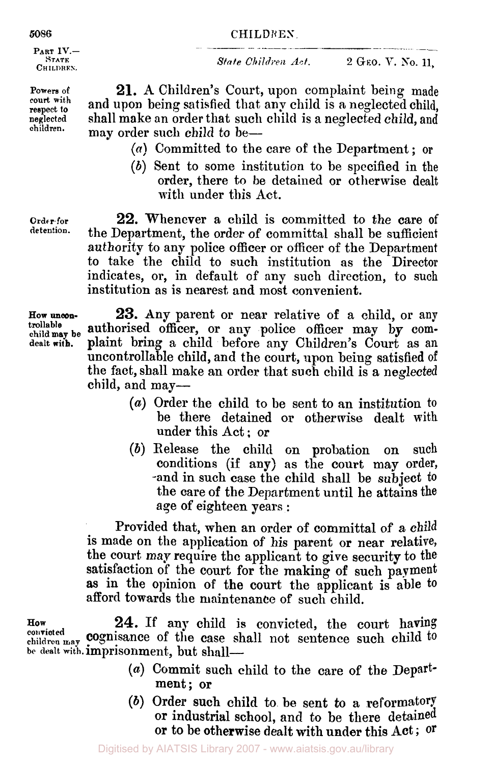**Powers of court with respect to neglected children.**

**21.** A Children's Court, upon complaint being made and upon being satisfied that any child is a neglected child, shall make an order that such child is a neglected child, and may order such child to be—

(*a*) Committed to the care of the Department; or

(*b*) Sent to some institution to be specified in the order, there to be detained or otherwise dealt with under this Act.

**Order for detention.**

**22.** Whenever a child is committed to the care of the Department, the order of committal shall be sufficient authority to any police officer or officer of the Department to take the child to such institution as the Director indicates, or, in default of any such direction, to such institution as is nearest and most convenient.

**How uncontrollable child may be dealt with.**

**23.** Any parent or near relative of a child, or any authorised officer, or any police officer may by complaint bring a child before any Children's Court as an uncontrollable child, and the court, upon being satisfied of the fact, shall make an order that such child is a neglected child, and may—

(*a*) Order the child to be sent to an institution to be there detained or otherwise dealt with under this Act; or

(*b*) Release the child on probation on such conditions (if any) as the court may order, and in such case the child shall be subject to the care of the Department until he attains the age of eighteen years:

Provided that, when an order of committal of a child is made on the application of his parent or near relative, the court may require the applicant to give security to the satisfaction of the court for the making of such payment as in the opinion of the court the applicant is able to afford towards the maintenance of such child.

**How convicted children may be dealt with.**

**24.** If any child is convicted, the court having cognisance of the case shall not sentence such child to imprisonment, but shall—

(*a*) Commit such child to the care of the Department; or

(*b*) Order such child to be sent to a reformatory or industrial school, and to be there detained or to be otherwise dealt with under this Act; or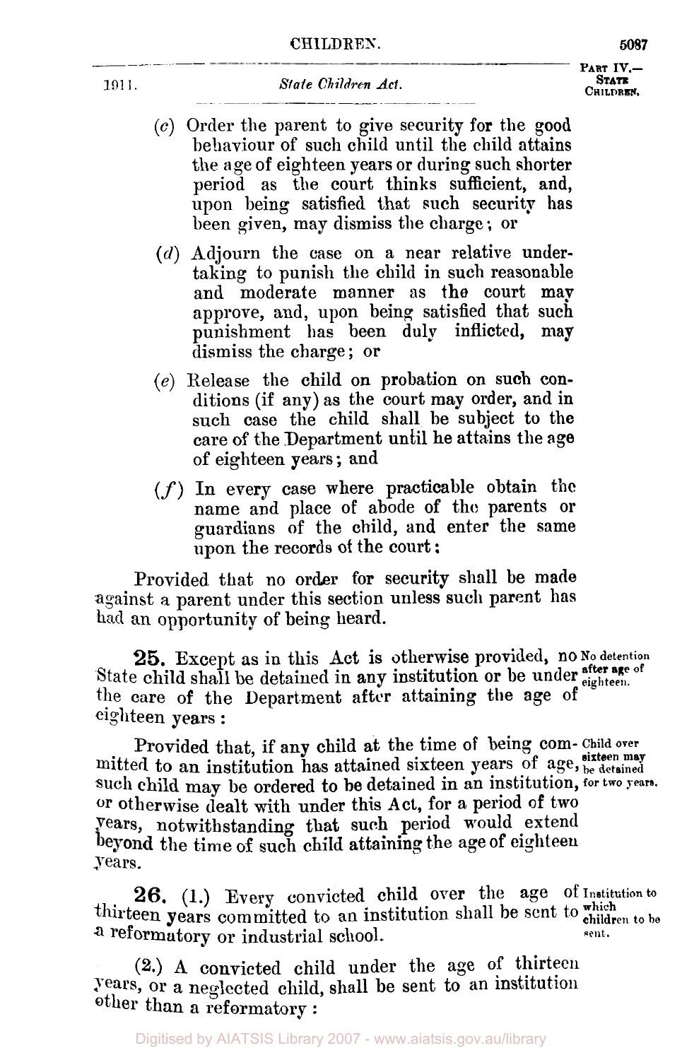(*c*) Order the parent to give security for the good behaviour of such child until the child attains the age of eighteen years or during such shorter period as the court thinks sufficient, and, upon being satisfied that such security has been given, may dismiss the charge; or

(*d*) Adjourn the case on a near relative undertaking to punish the child in such reasonable and moderate manner as the court may approve, and, upon being satisfied that such punishment has been duly inflicted, may dismiss the charge; or

(*e*) Release the child on probation on such conditions (if any) as the court may order, and in such case the child shall be subject to the care of the Department until he attains the age of eighteen years; and

(*f*) In every case where practicable obtain the name and place of abode of the parents or guardians of the child, and enter the same upon the records of the court:

Provided that no order for security shall be made against a parent under this section unless such parent has had an opportunity of being heard.

**No detention after age of eighteen.**

**25.** Except as in this Act is otherwise provided, no State child shall be detained in any institution or be under the care of the Department after attaining the age of eighteen years:

**Child over sixteen may be detained for two years.**

Provided that, if any child at the time of being committed to an institution has attained sixteen years of age, such child may be ordered to be detained in an institution, or otherwise dealt with under this Act, for a period of two years, notwithstanding that such period would extend beyond the time of such child attaining the age of eighteen years.

**Institution to which children to be sent.**

**26.** (1.) Every convicted child over the age of thirteen years committed to an institution shall be sent to a reformatory or industrial school.

(2.) A convicted child under the age of thirteen years, or a neglected child, shall be sent to an institution other than a reformatory: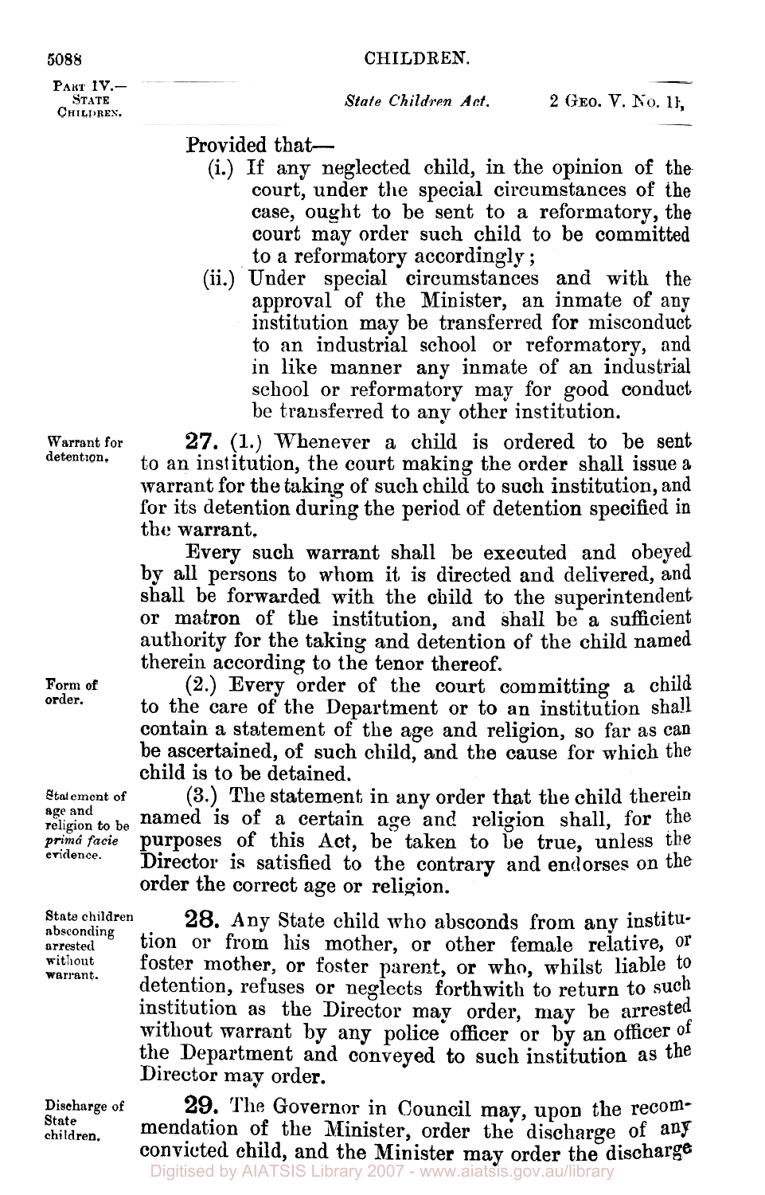Provided that—

(i.) If any neglected child, in the opinion of the court, under the special circumstances of the case, ought to be sent to a reformatory, the court may order such child to be committed to a reformatory accordingly;

(ii.) Under special circumstances and with the approval of the Minister, an inmate of any institution may be transferred for misconduct to an industrial school or reformatory, and in like manner any inmate of an industrial school or reformatory may for good conduct be transferred to any other institution.

Warrant for detention.

**27.** (1.) Whenever a child is ordered to be sent to an institution, the court making the order shall issue a warrant for the taking of such child to such institution, and for its detention during the period of detention specified in the warrant.

Every such warrant shall be executed and obeyed by all persons to whom it is directed and delivered, and shall be forwarded with the child to the superintendent or matron of the institution, and shall be a sufficient authority for the taking and detention of the child named therein according to the tenor thereof.

Form of order.

(2.) Every order of the court committing a child to the care of the Department or to an institution shall contain a statement of the age and religion, so far as can be ascertained, of such child, and the cause for which the child is to be detained.

Statement of age and religion to be *primâ facie* evidence.

(3.) The statement in any order that the child therein named is of a certain age and religion shall, for the purposes of this Act, be taken to be true, unless the Director is satisfied to the contrary and endorses on the order the correct age or religion.

State children absconding arrested without warrant.

**28.** Any State child who absconds from any institution or from his mother, or other female relative, or foster mother, or foster parent, or who, whilst liable to detention, refuses or neglects forthwith to return to such institution as the Director may order, may be arrested without warrant by any police officer or by an officer of the Department and conveyed to such institution as the Director may order.

Discharge of State children.

**29.** The Governor in Council may, upon the recommendation of the Minister, order the discharge of any convicted child, and the Minister may order the discharge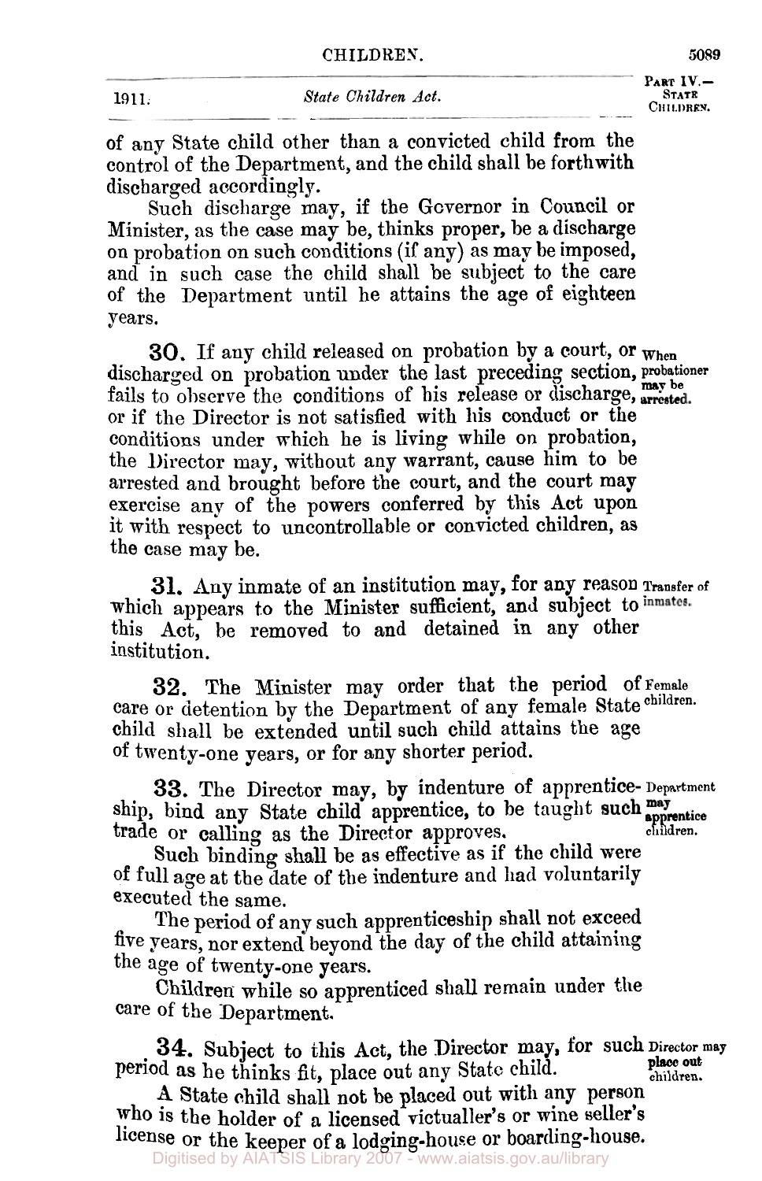of any State child other than a convicted child from the control of the Department, and the child shall be forthwith discharged accordingly.

Such discharge may, if the Governor in Council or Minister, as the case may be, thinks proper, be a discharge on probation on such conditions (if any) as may be imposed, and in such case the child shall be subject to the care of the Department until he attains the age of eighteen years.

**When probationer may be arrested.**

**30.** If any child released on probation by a court, or discharged on probation under the last preceding section, fails to observe the conditions of his release or discharge, or if the Director is not satisfied with his conduct or the conditions under which he is living while on probation, the Director may, without any warrant, cause him to be arrested and brought before the court, and the court may exercise any of the powers conferred by this Act upon it with respect to uncontrollable or convicted children, as the case may be.

**Transfer of inmates.**

**31.** Any inmate of an institution may, for any reason which appears to the Minister sufficient, and subject to this Act, be removed to and detained in any other institution.

**Female children.**

**32.** The Minister may order that the period of care or detention by the Department of any female State child shall be extended until such child attains the age of twenty-one years, or for any shorter period.

**Department may apprentice children.**

**33.** The Director may, by indenture of apprenticeship, bind any State child apprentice, to be taught such trade or calling as the Director approves.

Such binding shall be as effective as if the child were of full age at the date of the indenture and had voluntarily executed the same.

The period of any such apprenticeship shall not exceed five years, nor extend beyond the day of the child attaining the age of twenty-one years.

Children while so apprenticed shall remain under the care of the Department.

**Director may place out children.**

**34.** Subject to this Act, the Director may, for such period as he thinks fit, place out any State child.

A State child shall not be placed out with any person who is the holder of a licensed victualler's or wine seller's license or the keeper of a lodging-house or boarding-house.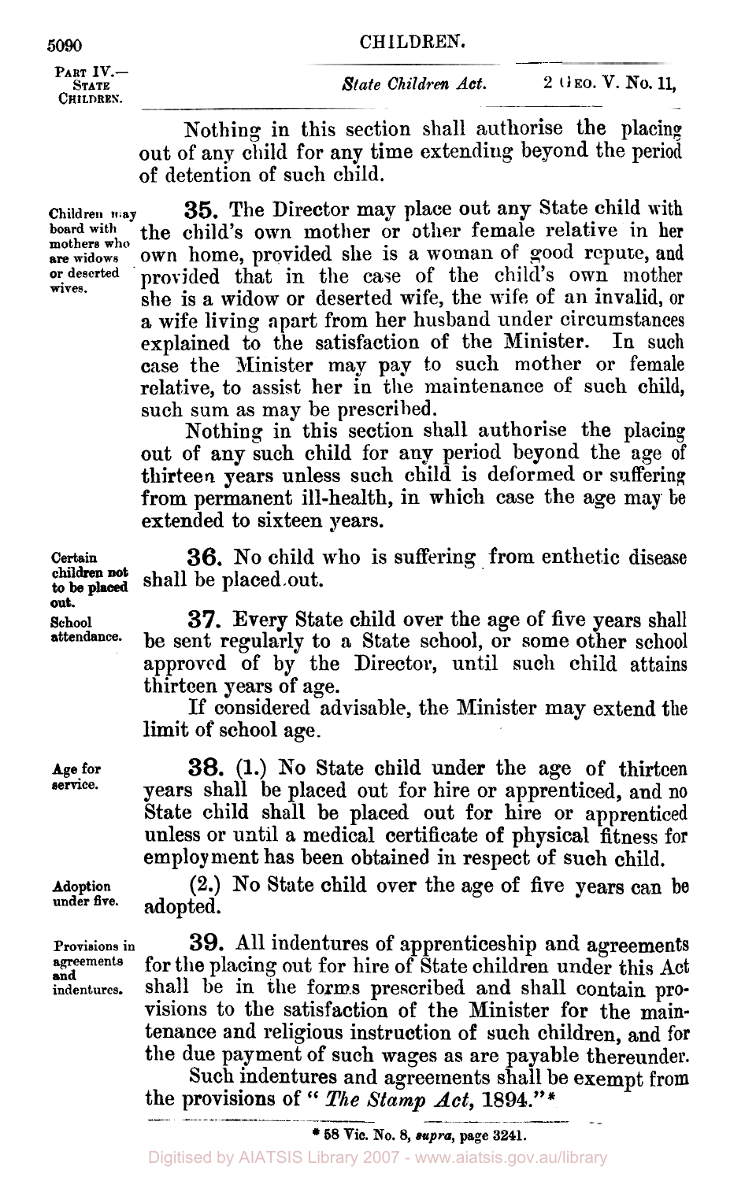Nothing in this section shall authorise the placing out of any child for any time extending beyond the period of detention of such child.

**Children may board with mothers who are widows or deserted wives.**

**35.** The Director may place out any State child with the child's own mother or other female relative in her own home, provided she is a woman of good repute, and provided that in the case of the child's own mother she is a widow or deserted wife, the wife of an invalid, or a wife living apart from her husband under circumstances explained to the satisfaction of the Minister. In such case the Minister may pay to such mother or female relative, to assist her in the maintenance of such child, such sum as may be prescribed.

Nothing in this section shall authorise the placing out of any such child for any period beyond the age of thirteen years unless such child is deformed or suffering from permanent ill-health, in which case the age may be extended to sixteen years.

**Certain children not to be placed out.**

**36.** No child who is suffering from enthetic disease shall be placed out.

**School attendance.**

**37.** Every State child over the age of five years shall be sent regularly to a State school, or some other school approved of by the Director, until such child attains thirteen years of age.

If considered advisable, the Minister may extend the limit of school age.

**Age for service.**

**38.** (1.) No State child under the age of thirteen years shall be placed out for hire or apprenticed, and no State child shall be placed out for hire or apprenticed unless or until a medical certificate of physical fitness for employment has been obtained in respect of such child.

**Adoption under five.**

(2.) No State child over the age of five years can be adopted.

**Provisions in agreements and indentures.**

**39.** All indentures of apprenticeship and agreements for the placing out for hire of State children under this Act shall be in the forms prescribed and shall contain provisions to the satisfaction of the Minister for the maintenance and religious instruction of such children, and for the due payment of such wages as are payable thereunder.

Such indentures and agreements shall be exempt from the provisions of "*The Stamp Act*, 1894."*

\* 58 Vic. No. 8, *supra*, page 3241.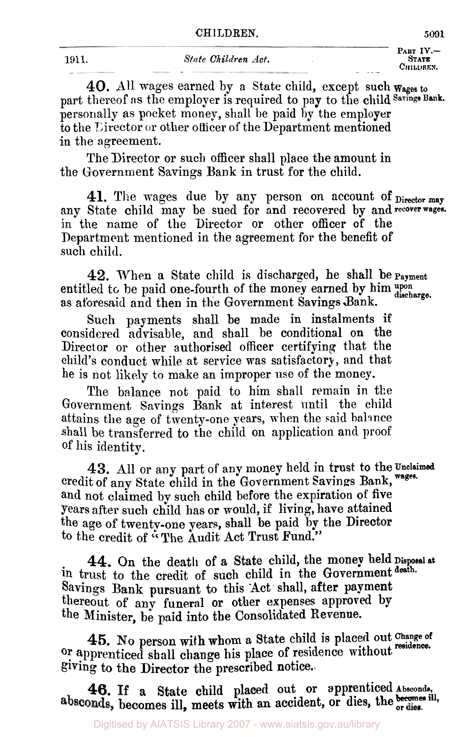**40.** All wages earned by a State child, except such part thereof as the employer is required to pay to the child personally as pocket money, shall be paid by the employer to the Director or other officer of the Department mentioned in the agreement.

*Wages to Savings Bank.*

The Director or such officer shall place the amount in the Government Savings Bank in trust for the child.

**41.** The wages due by any person on account of any State child may be sued for and recovered by and in the name of the Director or other officer of the Department mentioned in the agreement for the benefit of such child.

*Director may recover wages.*

**42.** When a State child is discharged, he shall be entitled to be paid one-fourth of the money earned by him as aforesaid and then in the Government Savings Bank.

*Payment upon discharge.*

Such payments shall be made in instalments if considered advisable, and shall be conditional on the Director or other authorised officer certifying that the child's conduct while at service was satisfactory, and that he is not likely to make an improper use of the money.

The balance not paid to him shall remain in the Government Savings Bank at interest until the child attains the age of twenty-one years, when the said balance shall be transferred to the child on application and proof of his identity.

**43.** All or any part of any money held in trust to the credit of any State child in the Government Savings Bank, and not claimed by such child before the expiration of five years after such child has or would, if living, have attained the age of twenty-one years, shall be paid by the Director to the credit of "The Audit Act Trust Fund."

*Unclaimed wages.*

**44.** On the death of a State child, the money held in trust to the credit of such child in the Government Savings Bank pursuant to this Act shall, after payment thereout of any funeral or other expenses approved by the Minister, be paid into the Consolidated Revenue.

*Disposal at death.*

**45.** No person with whom a State child is placed out or apprenticed shall change his place of residence without giving to the Director the prescribed notice.

*Change of residence.*

**46.** If a State child placed out or apprenticed absconds, becomes ill, meets with an accident, or dies, the

*Absconds, becomes ill, or dies.*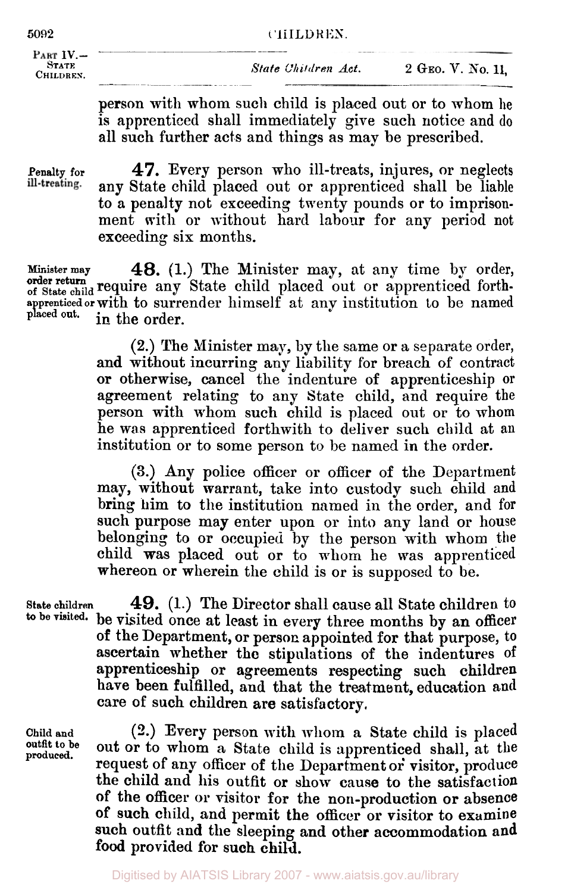person with whom such child is placed out or to whom he is apprenticed shall immediately give such notice and do all such further acts and things as may be prescribed.

**Penalty for ill-treating.**

**47.** Every person who ill-treats, injures, or neglects any State child placed out or apprenticed shall be liable to a penalty not exceeding twenty pounds or to imprisonment with or without hard labour for any period not exceeding six months.

**Minister may order return of State child apprenticed or placed out.**

**48.** (1.) The Minister may, at any time by order, require any State child placed out or apprenticed forthwith to surrender himself at any institution to be named in the order.

(2.) The Minister may, by the same or a separate order, and without incurring any liability for breach of contract or otherwise, cancel the indenture of apprenticeship or agreement relating to any State child, and require the person with whom such child is placed out or to whom he was apprenticed forthwith to deliver such child at an institution or to some person to be named in the order.

(3.) Any police officer or officer of the Department may, without warrant, take into custody such child and bring him to the institution named in the order, and for such purpose may enter upon or into any land or house belonging to or occupied by the person with whom the child was placed out or to whom he was apprenticed whereon or wherein the child is or is supposed to be.

**State children to be visited.**

**49.** (1.) The Director shall cause all State children to be visited once at least in every three months by an officer of the Department, or person appointed for that purpose, to ascertain whether the stipulations of the indentures of apprenticeship or agreements respecting such children have been fulfilled, and that the treatment, education and care of such children are satisfactory.

**Child and outfit to be produced.**

(2.) Every person with whom a State child is placed out or to whom a State child is apprenticed shall, at the request of any officer of the Department or visitor, produce the child and his outfit or show cause to the satisfaction of the officer or visitor for the non-production or absence of such child, and permit the officer or visitor to examine such outfit and the sleeping and other accommodation and food provided for such child.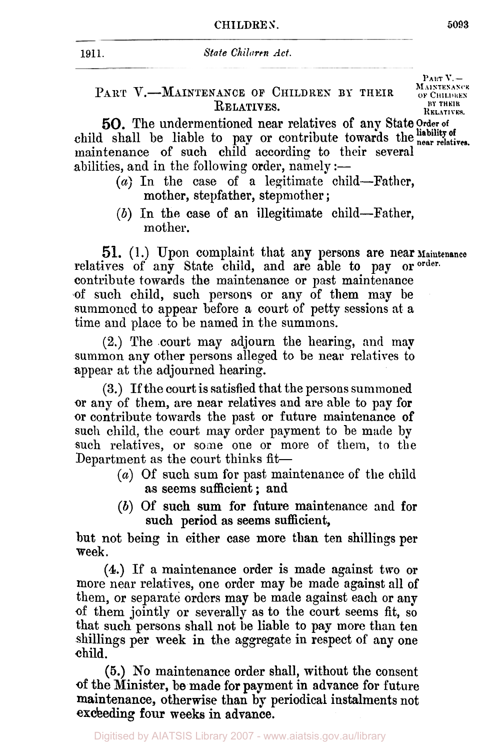## PART V.—MAINTENANCE OF CHILDREN BY THEIR RELATIVES.

*Order of liability of near relatives.*

**50.** The undermentioned near relatives of any State child shall be liable to pay or contribute towards the maintenance of such child according to their several abilities, and in the following order, namely:—

(*a*) In the case of a legitimate child—Father, mother, stepfather, stepmother;

(*b*) In the case of an illegitimate child—Father, mother.

*Maintenance order.*

**51.** (1.) Upon complaint that any persons are near relatives of any State child, and are able to pay or contribute towards the maintenance or past maintenance of such child, such persons or any of them may be summoned to appear before a court of petty sessions at a time and place to be named in the summons.

(2.) The court may adjourn the hearing, and may summon any other persons alleged to be near relatives to appear at the adjourned hearing.

(3.) If the court is satisfied that the persons summoned or any of them, are near relatives and are able to pay for or contribute towards the past or future maintenance of such child, the court may order payment to be made by such relatives, or some one or more of them, to the Department as the court thinks fit—

(*a*) Of such sum for past maintenance of the child as seems sufficient; and

(*b*) Of such sum for future maintenance and for such period as seems sufficient,

but not being in either case more than ten shillings per week.

(4.) If a maintenance order is made against two or more near relatives, one order may be made against all of them, or separate orders may be made against each or any of them jointly or severally as to the court seems fit, so that such persons shall not be liable to pay more than ten shillings per week in the aggregate in respect of any one child.

(5.) No maintenance order shall, without the consent of the Minister, be made for payment in advance for future maintenance, otherwise than by periodical instalments not exceeding four weeks in advance.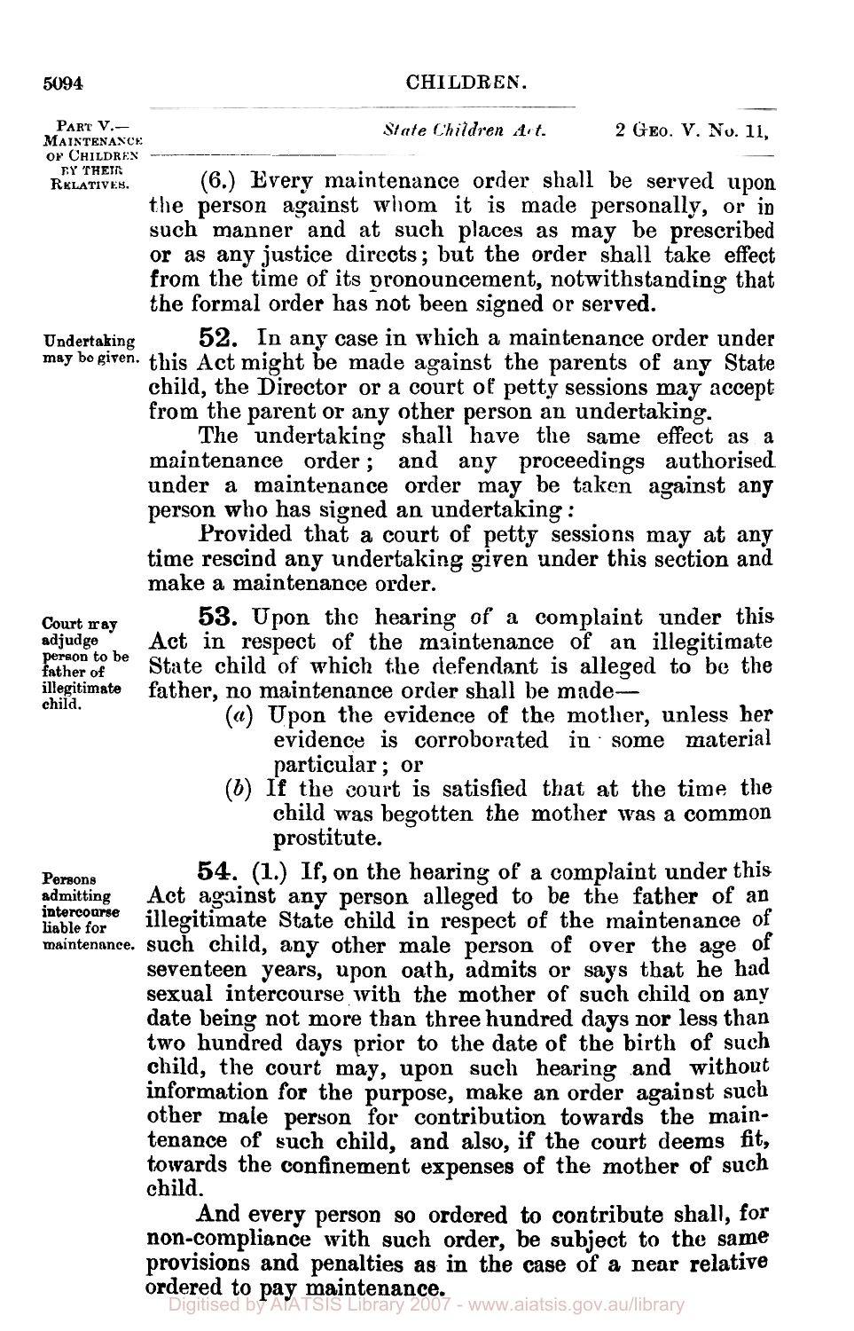(6.) Every maintenance order shall be served upon the person against whom it is made personally, or in such manner and at such places as may be prescribed or as any justice directs; but the order shall take effect from the time of its pronouncement, notwithstanding that the formal order has not been signed or served.

**Undertaking may be given.**

**52.** In any case in which a maintenance order under this Act might be made against the parents of any State child, the Director or a court of petty sessions may accept from the parent or any other person an undertaking.

The undertaking shall have the same effect as a maintenance order; and any proceedings authorised under a maintenance order may be taken against any person who has signed an undertaking:

Provided that a court of petty sessions may at any time rescind any undertaking given under this section and make a maintenance order.

**Court may adjudge person to be father of illegitimate child.**

**53.** Upon the hearing of a complaint under this Act in respect of the maintenance of an illegitimate State child of which the defendant is alleged to be the father, no maintenance order shall be made—

- (*a*) Upon the evidence of the mother, unless her evidence is corroborated in some material particular; or
- (*b*) If the court is satisfied that at the time the child was begotten the mother was a common prostitute.

**Persons admitting intercourse liable for maintenance.**

**54.** (1.) If, on the hearing of a complaint under this Act against any person alleged to be the father of an illegitimate State child in respect of the maintenance of such child, any other male person of over the age of seventeen years, upon oath, admits or says that he had sexual intercourse with the mother of such child on any date being not more than three hundred days nor less than two hundred days prior to the date of the birth of such child, the court may, upon such hearing and without information for the purpose, make an order against such other male person for contribution towards the maintenance of such child, and also, if the court deems fit, towards the confinement expenses of the mother of such child.

And every person so ordered to contribute shall, for non-compliance with such order, be subject to the same provisions and penalties as in the case of a near relative ordered to pay maintenance.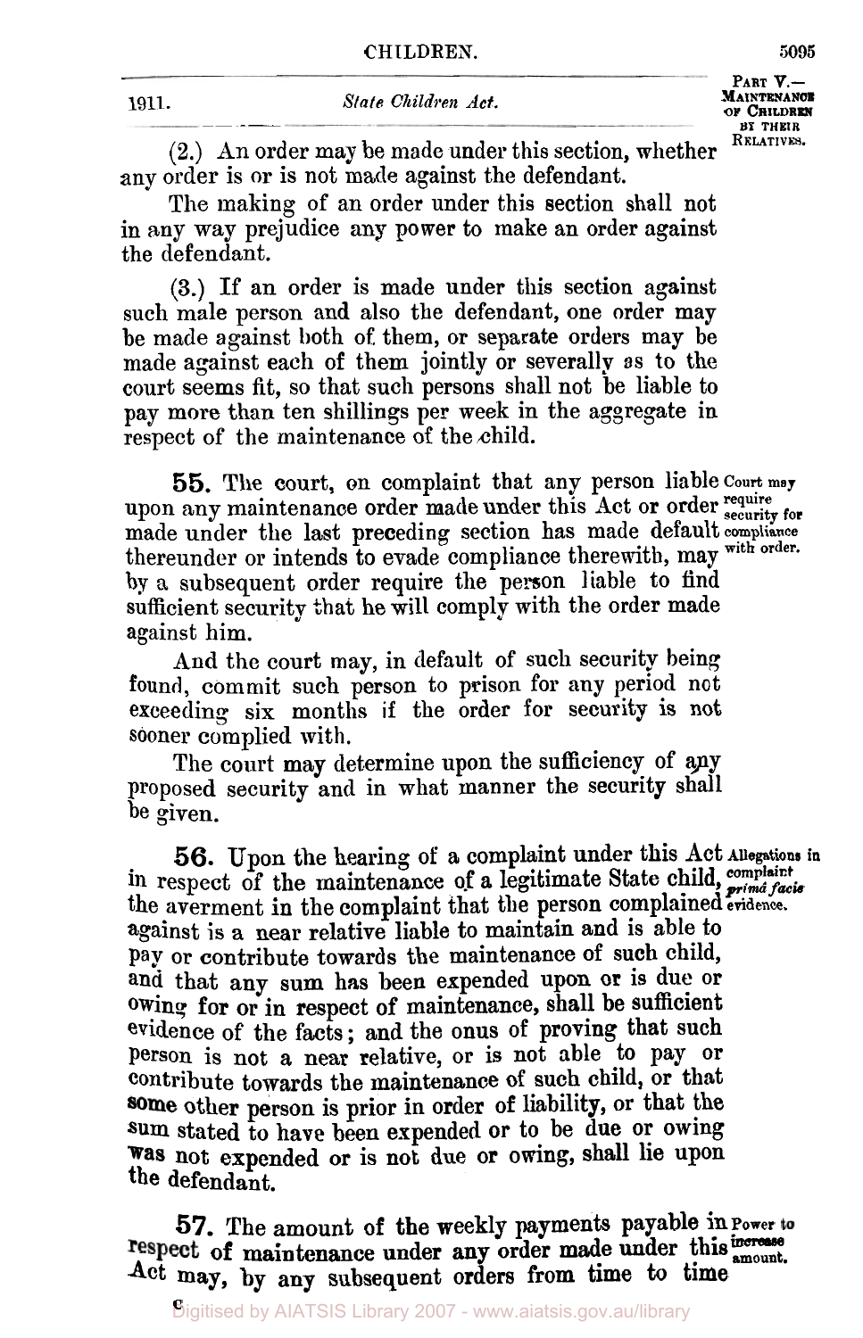(2.) An order may be made under this section, whether any order is or is not made against the defendant.

The making of an order under this section shall not in any way prejudice any power to make an order against the defendant.

(3.) If an order is made under this section against such male person and also the defendant, one order may be made against both of them, or separate orders may be made against each of them jointly or severally as to the court seems fit, so that such persons shall not be liable to pay more than ten shillings per week in the aggregate in respect of the maintenance of the child.

Court may require security for compliance with order.

**55.** The court, on complaint that any person liable upon any maintenance order made under this Act or order made under the last preceding section has made default thereunder or intends to evade compliance therewith, may by a subsequent order require the person liable to find sufficient security that he will comply with the order made against him.

And the court may, in default of such security being found, commit such person to prison for any period not exceeding six months if the order for security is not sooner complied with.

The court may determine upon the sufficiency of any proposed security and in what manner the security shall be given.

Allegations in complaint *primâ facie* evidence.

**56.** Upon the hearing of a complaint under this Act in respect of the maintenance of a legitimate State child, the averment in the complaint that the person complained against is a near relative liable to maintain and is able to pay or contribute towards the maintenance of such child, and that any sum has been expended upon or is due or owing for or in respect of maintenance, shall be sufficient evidence of the facts; and the onus of proving that such person is not a near relative, or is not able to pay or contribute towards the maintenance of such child, or that some other person is prior in order of liability, or that the sum stated to have been expended or to be due or owing was not expended or is not due or owing, shall lie upon the defendant.

Power to increase amount.

**57.** The amount of the weekly payments payable in respect of maintenance under any order made under this Act may, by any subsequent orders from time to time